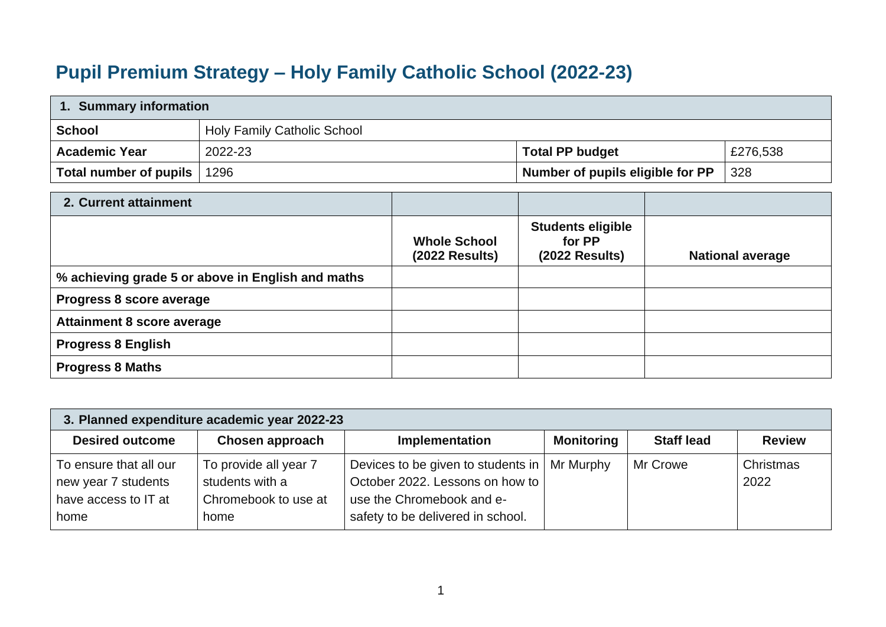# Pupil Premium Strategy – Holy Family Catholic School (2022-23)

| **1. Summary information** | | | |
|---|---|---|---|
| **School** | Holy Family Catholic School | | |
| **Academic Year** | 2022-23 | **Total PP budget** | £276,538 |
| **Total number of pupils** | 1296 | **Number of pupils eligible for PP** | 328 |

| **2. Current attainment** | | | |
|---|---|---|---|
| | **Whole School (2022 Results)** | **Students eligible for PP (2022 Results)** | **National average** |
| **% achieving grade 5 or above in English and maths** | | | |
| **Progress 8 score average** | | | |
| **Attainment 8 score average** | | | |
| **Progress 8 English** | | | |
| **Progress 8 Maths** | | | |

| **3. Planned expenditure academic year 2022-23** | | | | | |
|---|---|---|---|---|---|
| **Desired outcome** | **Chosen approach** | **Implementation** | **Monitoring** | **Staff lead** | **Review** |
| To ensure that all our new year 7 students have access to IT at home | To provide all year 7 students with a Chromebook to use at home | Devices to be given to students in October 2022. Lessons on how to use the Chromebook and e-safety to be delivered in school. | Mr Murphy | Mr Crowe | Christmas 2022 |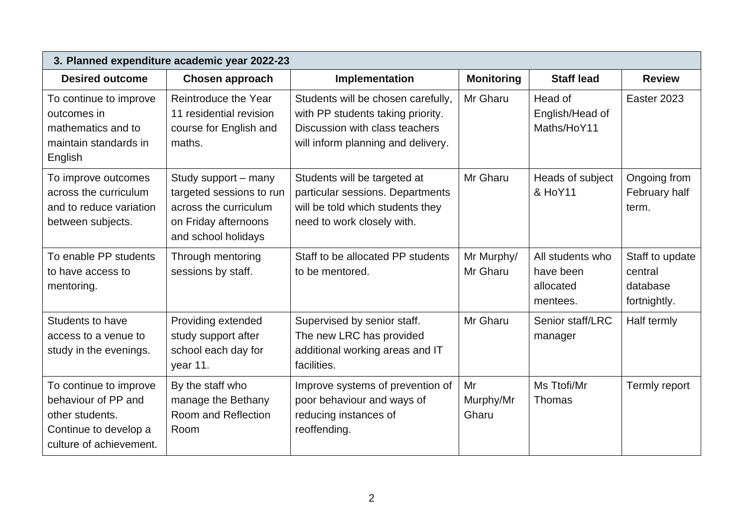| 3. Planned expenditure academic year 2022-23 | | | | | |
|---|---|---|---|---|---|
| **Desired outcome** | **Chosen approach** | **Implementation** | **Monitoring** | **Staff lead** | **Review** |
| To continue to improve outcomes in mathematics and to maintain standards in English | Reintroduce the Year 11 residential revision course for English and maths. | Students will be chosen carefully, with PP students taking priority. Discussion with class teachers will inform planning and delivery. | Mr Gharu | Head of English/Head of Maths/HoY11 | Easter 2023 |
| To improve outcomes across the curriculum and to reduce variation between subjects. | Study support – many targeted sessions to run across the curriculum on Friday afternoons and school holidays | Students will be targeted at particular sessions. Departments will be told which students they need to work closely with. | Mr Gharu | Heads of subject & HoY11 | Ongoing from February half term. |
| To enable PP students to have access to mentoring. | Through mentoring sessions by staff. | Staff to be allocated PP students to be mentored. | Mr Murphy/ Mr Gharu | All students who have been allocated mentees. | Staff to update central database fortnightly. |
| Students to have access to a venue to study in the evenings. | Providing extended study support after school each day for year 11. | Supervised by senior staff. The new LRC has provided additional working areas and IT facilities. | Mr Gharu | Senior staff/LRC manager | Half termly |
| To continue to improve behaviour of PP and other students. Continue to develop a culture of achievement. | By the staff who manage the Bethany Room and Reflection Room | Improve systems of prevention of poor behaviour and ways of reducing instances of reoffending. | Mr Murphy/Mr Gharu | Ms Ttofi/Mr Thomas | Termly report |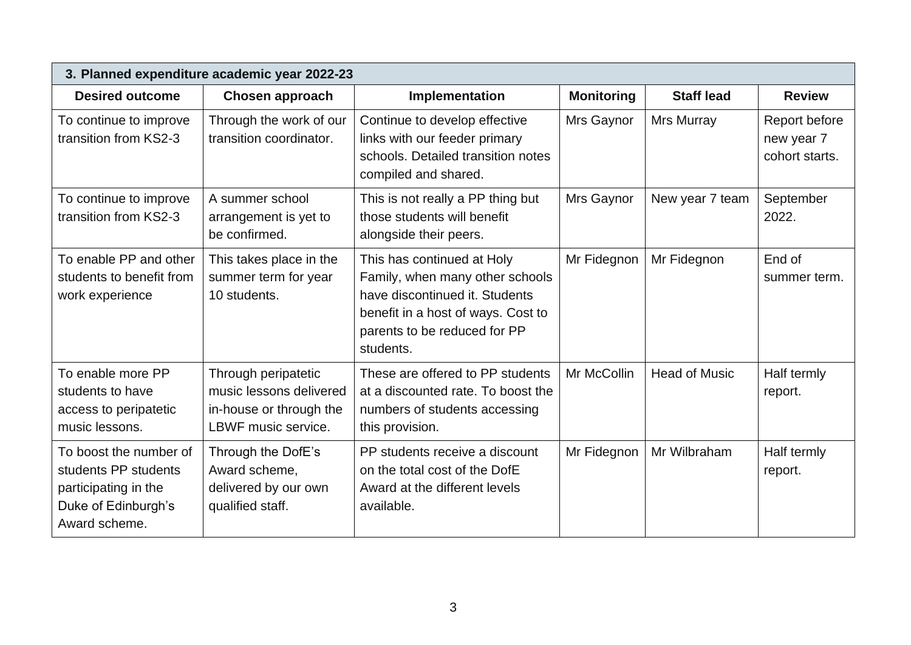| 3. Planned expenditure academic year 2022-23 | | | | | |
|---|---|---|---|---|---|
| **Desired outcome** | **Chosen approach** | **Implementation** | **Monitoring** | **Staff lead** | **Review** |
| To continue to improve transition from KS2-3 | Through the work of our transition coordinator. | Continue to develop effective links with our feeder primary schools. Detailed transition notes compiled and shared. | Mrs Gaynor | Mrs Murray | Report before new year 7 cohort starts. |
| To continue to improve transition from KS2-3 | A summer school arrangement is yet to be confirmed. | This is not really a PP thing but those students will benefit alongside their peers. | Mrs Gaynor | New year 7 team | September 2022. |
| To enable PP and other students to benefit from work experience | This takes place in the summer term for year 10 students. | This has continued at Holy Family, when many other schools have discontinued it. Students benefit in a host of ways. Cost to parents to be reduced for PP students. | Mr Fidegnon | Mr Fidegnon | End of summer term. |
| To enable more PP students to have access to peripatetic music lessons. | Through peripatetic music lessons delivered in-house or through the LBWF music service. | These are offered to PP students at a discounted rate. To boost the numbers of students accessing this provision. | Mr McCollin | Head of Music | Half termly report. |
| To boost the number of students PP students participating in the Duke of Edinburgh's Award scheme. | Through the DofE's Award scheme, delivered by our own qualified staff. | PP students receive a discount on the total cost of the DofE Award at the different levels available. | Mr Fidegnon | Mr Wilbraham | Half termly report. |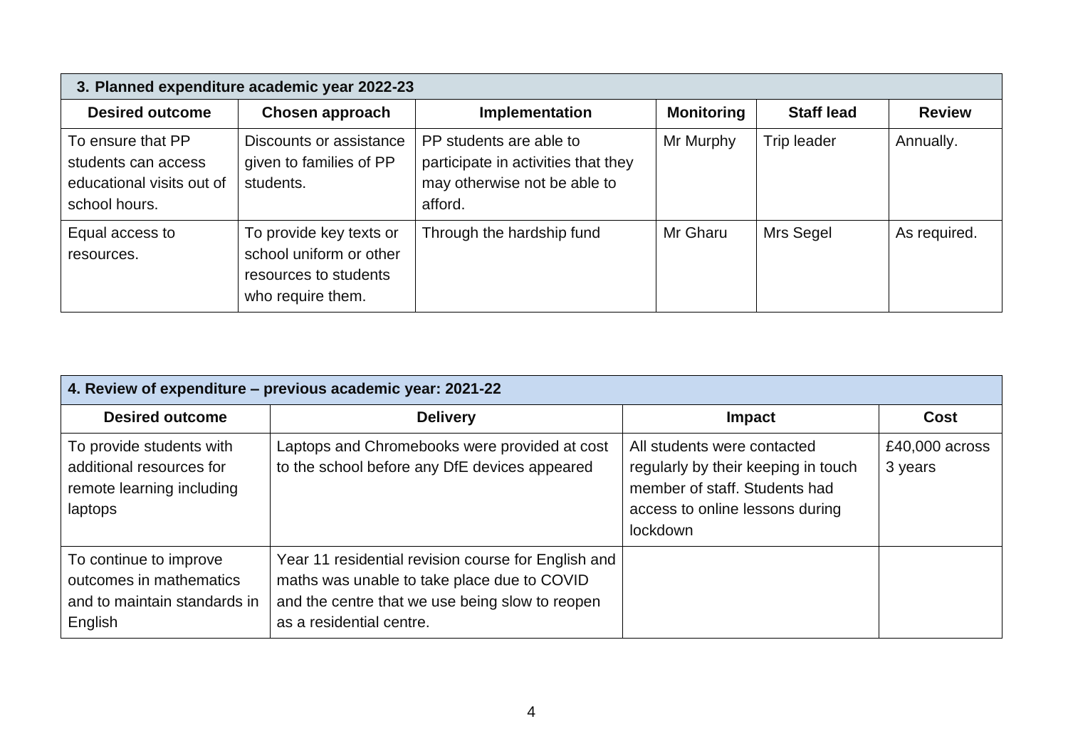| 3. Planned expenditure academic year 2022-23 | | | | | |
|---|---|---|---|---|---|
| **Desired outcome** | **Chosen approach** | **Implementation** | **Monitoring** | **Staff lead** | **Review** |
| To ensure that PP students can access educational visits out of school hours. | Discounts or assistance given to families of PP students. | PP students are able to participate in activities that they may otherwise not be able to afford. | Mr Murphy | Trip leader | Annually. |
| Equal access to resources. | To provide key texts or school uniform or other resources to students who require them. | Through the hardship fund | Mr Gharu | Mrs Segel | As required. |

| 4. Review of expenditure – previous academic year: 2021-22 | | | |
|---|---|---|---|
| **Desired outcome** | **Delivery** | **Impact** | **Cost** |
| To provide students with additional resources for remote learning including laptops | Laptops and Chromebooks were provided at cost to the school before any DfE devices appeared | All students were contacted regularly by their keeping in touch member of staff. Students had access to online lessons during lockdown | £40,000 across 3 years |
| To continue to improve outcomes in mathematics and to maintain standards in English | Year 11 residential revision course for English and maths was unable to take place due to COVID and the centre that we use being slow to reopen as a residential centre. | | |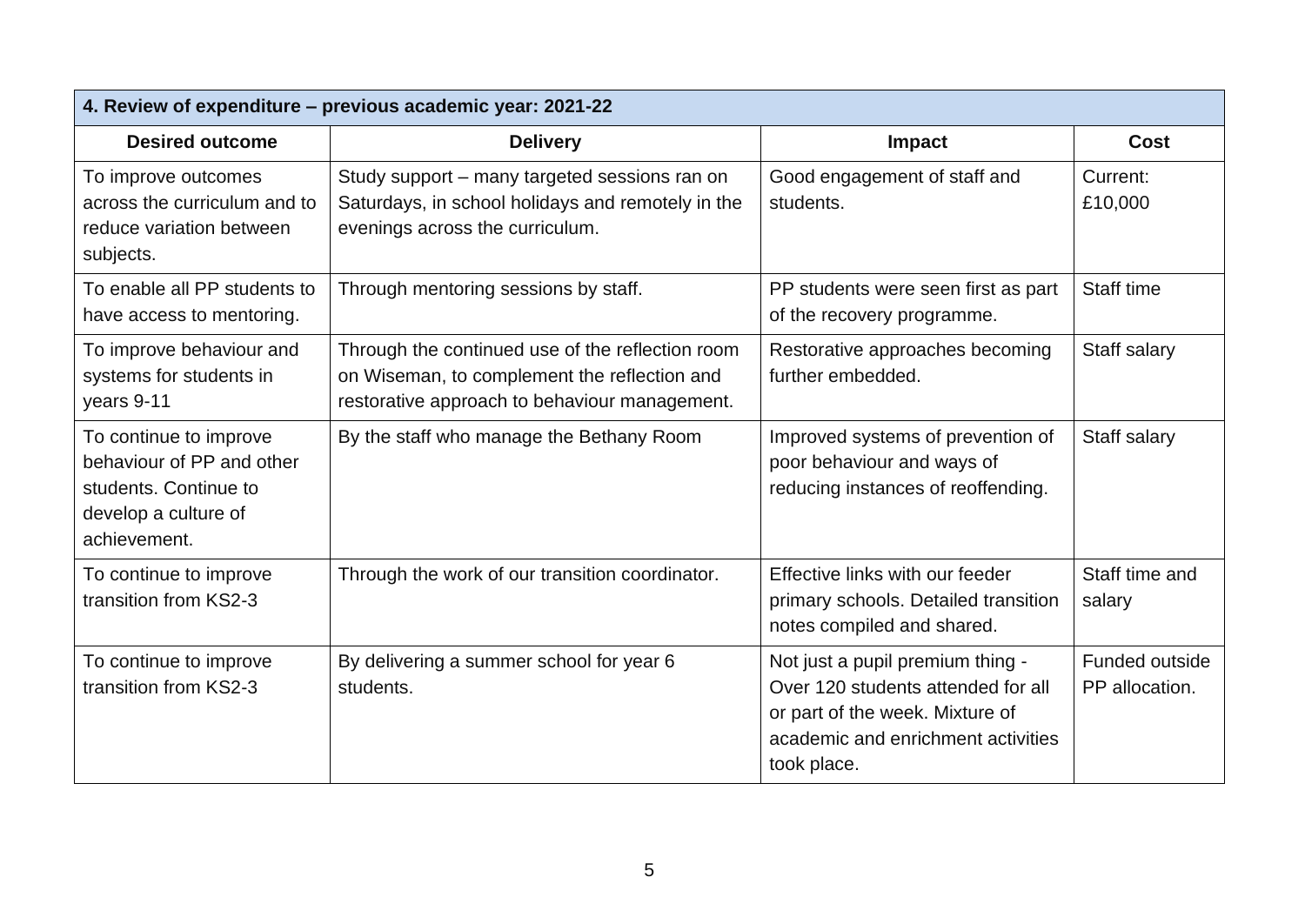| 4. Review of expenditure – previous academic year: 2021-22 | | | |
|---|---|---|---|
| **Desired outcome** | **Delivery** | **Impact** | **Cost** |
| To improve outcomes across the curriculum and to reduce variation between subjects. | Study support – many targeted sessions ran on Saturdays, in school holidays and remotely in the evenings across the curriculum. | Good engagement of staff and students. | Current: £10,000 |
| To enable all PP students to have access to mentoring. | Through mentoring sessions by staff. | PP students were seen first as part of the recovery programme. | Staff time |
| To improve behaviour and systems for students in years 9-11 | Through the continued use of the reflection room on Wiseman, to complement the reflection and restorative approach to behaviour management. | Restorative approaches becoming further embedded. | Staff salary |
| To continue to improve behaviour of PP and other students. Continue to develop a culture of achievement. | By the staff who manage the Bethany Room | Improved systems of prevention of poor behaviour and ways of reducing instances of reoffending. | Staff salary |
| To continue to improve transition from KS2-3 | Through the work of our transition coordinator. | Effective links with our feeder primary schools. Detailed transition notes compiled and shared. | Staff time and salary |
| To continue to improve transition from KS2-3 | By delivering a summer school for year 6 students. | Not just a pupil premium thing - Over 120 students attended for all or part of the week. Mixture of academic and enrichment activities took place. | Funded outside PP allocation. |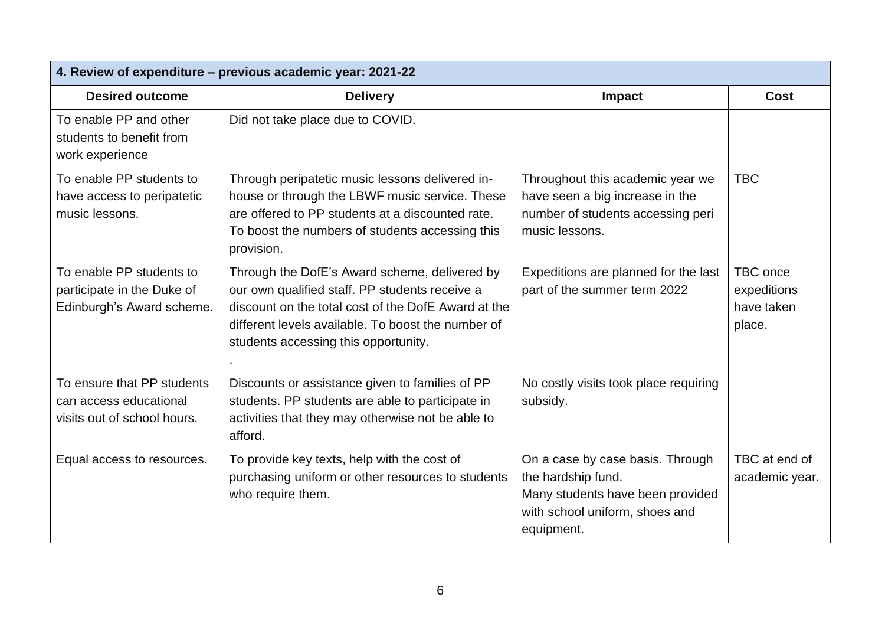| 4. Review of expenditure – previous academic year: 2021-22 | | | |
|---|---|---|---|
| **Desired outcome** | **Delivery** | **Impact** | **Cost** |
| To enable PP and other students to benefit from work experience | Did not take place due to COVID. | | |
| To enable PP students to have access to peripatetic music lessons. | Through peripatetic music lessons delivered in-house or through the LBWF music service. These are offered to PP students at a discounted rate. To boost the numbers of students accessing this provision. | Throughout this academic year we have seen a big increase in the number of students accessing peri music lessons. | TBC |
| To enable PP students to participate in the Duke of Edinburgh's Award scheme. | Through the DofE's Award scheme, delivered by our own qualified staff. PP students receive a discount on the total cost of the DofE Award at the different levels available. To boost the number of students accessing this opportunity. . | Expeditions are planned for the last part of the summer term 2022 | TBC once expeditions have taken place. |
| To ensure that PP students can access educational visits out of school hours. | Discounts or assistance given to families of PP students. PP students are able to participate in activities that they may otherwise not be able to afford. | No costly visits took place requiring subsidy. | |
| Equal access to resources. | To provide key texts, help with the cost of purchasing uniform or other resources to students who require them. | On a case by case basis. Through the hardship fund. Many students have been provided with school uniform, shoes and equipment. | TBC at end of academic year. |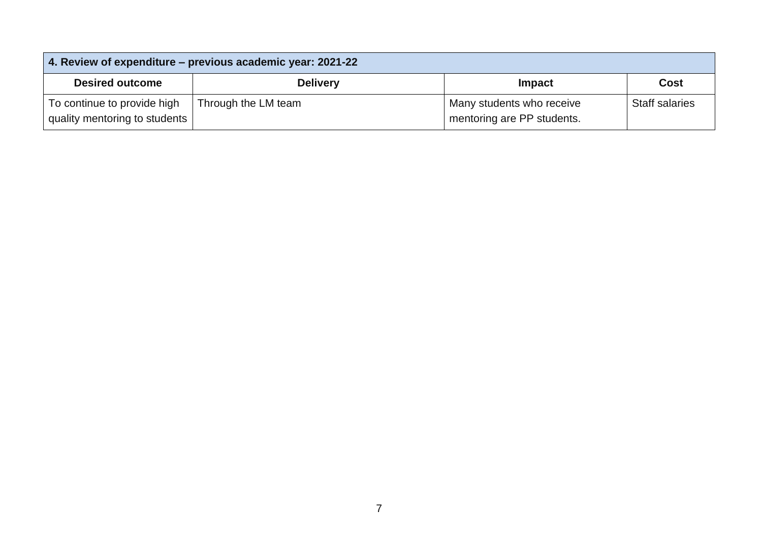| 4. Review of expenditure – previous academic year: 2021-22 | | | |
|---|---|---|---|
| **Desired outcome** | **Delivery** | **Impact** | **Cost** |
| To continue to provide high quality mentoring to students | Through the LM team | Many students who receive mentoring are PP students. | Staff salaries |